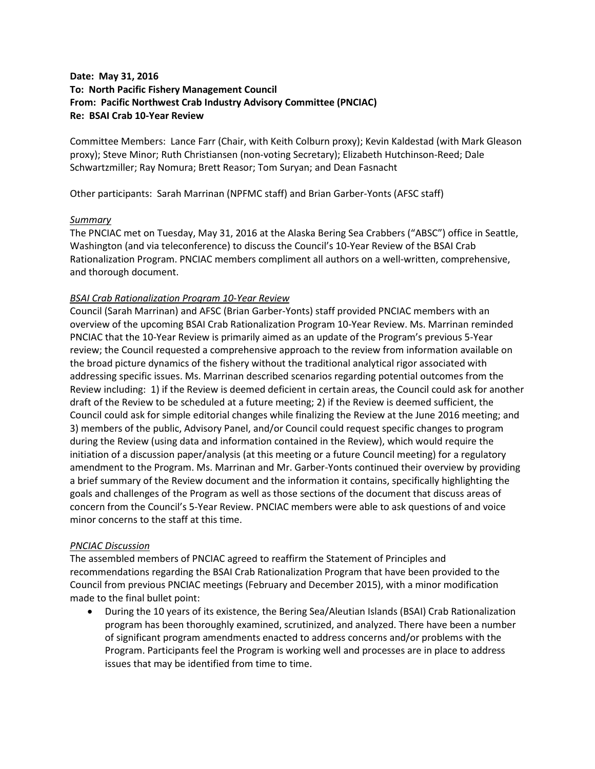**Date: May 31, 2016**
**To: North Pacific Fishery Management Council**
**From: Pacific Northwest Crab Industry Advisory Committee (PNCIAC)**
**Re: BSAI Crab 10-Year Review**

Committee Members: Lance Farr (Chair, with Keith Colburn proxy); Kevin Kaldestad (with Mark Gleason proxy); Steve Minor; Ruth Christiansen (non-voting Secretary); Elizabeth Hutchinson-Reed; Dale Schwartzmiller; Ray Nomura; Brett Reasor; Tom Suryan; and Dean Fasnacht

Other participants: Sarah Marrinan (NPFMC staff) and Brian Garber-Yonts (AFSC staff)

*Summary*

The PNCIAC met on Tuesday, May 31, 2016 at the Alaska Bering Sea Crabbers ("ABSC") office in Seattle, Washington (and via teleconference) to discuss the Council's 10-Year Review of the BSAI Crab Rationalization Program. PNCIAC members compliment all authors on a well-written, comprehensive, and thorough document.

*BSAI Crab Rationalization Program 10-Year Review*

Council (Sarah Marrinan) and AFSC (Brian Garber-Yonts) staff provided PNCIAC members with an overview of the upcoming BSAI Crab Rationalization Program 10-Year Review. Ms. Marrinan reminded PNCIAC that the 10-Year Review is primarily aimed as an update of the Program's previous 5-Year review; the Council requested a comprehensive approach to the review from information available on the broad picture dynamics of the fishery without the traditional analytical rigor associated with addressing specific issues. Ms. Marrinan described scenarios regarding potential outcomes from the Review including: 1) if the Review is deemed deficient in certain areas, the Council could ask for another draft of the Review to be scheduled at a future meeting; 2) if the Review is deemed sufficient, the Council could ask for simple editorial changes while finalizing the Review at the June 2016 meeting; and 3) members of the public, Advisory Panel, and/or Council could request specific changes to program during the Review (using data and information contained in the Review), which would require the initiation of a discussion paper/analysis (at this meeting or a future Council meeting) for a regulatory amendment to the Program. Ms. Marrinan and Mr. Garber-Yonts continued their overview by providing a brief summary of the Review document and the information it contains, specifically highlighting the goals and challenges of the Program as well as those sections of the document that discuss areas of concern from the Council's 5-Year Review. PNCIAC members were able to ask questions of and voice minor concerns to the staff at this time.

*PNCIAC Discussion*

The assembled members of PNCIAC agreed to reaffirm the Statement of Principles and recommendations regarding the BSAI Crab Rationalization Program that have been provided to the Council from previous PNCIAC meetings (February and December 2015), with a minor modification made to the final bullet point:

- During the 10 years of its existence, the Bering Sea/Aleutian Islands (BSAI) Crab Rationalization program has been thoroughly examined, scrutinized, and analyzed. There have been a number of significant program amendments enacted to address concerns and/or problems with the Program. Participants feel the Program is working well and processes are in place to address issues that may be identified from time to time.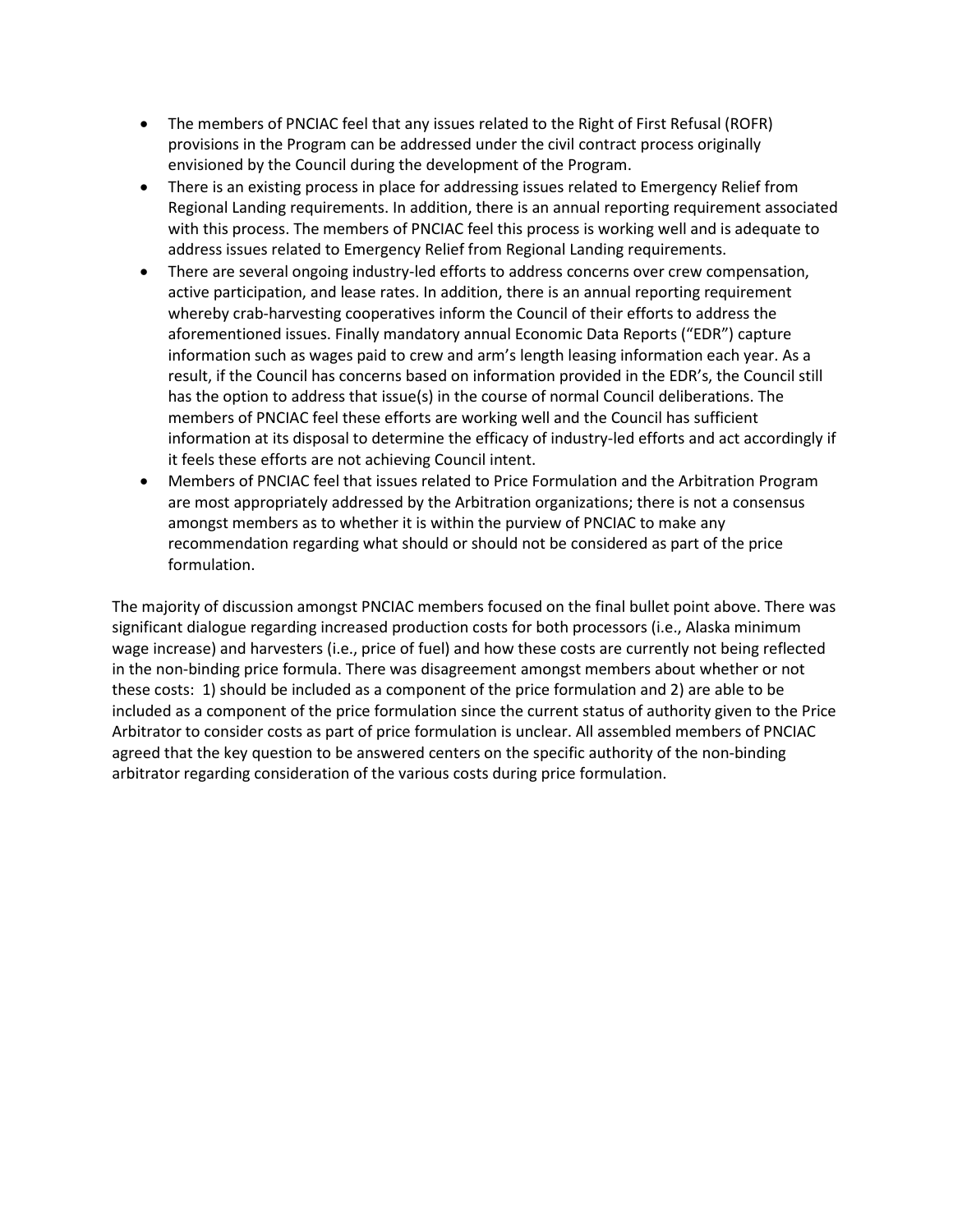- The members of PNCIAC feel that any issues related to the Right of First Refusal (ROFR) provisions in the Program can be addressed under the civil contract process originally envisioned by the Council during the development of the Program.
- There is an existing process in place for addressing issues related to Emergency Relief from Regional Landing requirements. In addition, there is an annual reporting requirement associated with this process. The members of PNCIAC feel this process is working well and is adequate to address issues related to Emergency Relief from Regional Landing requirements.
- There are several ongoing industry-led efforts to address concerns over crew compensation, active participation, and lease rates. In addition, there is an annual reporting requirement whereby crab-harvesting cooperatives inform the Council of their efforts to address the aforementioned issues. Finally mandatory annual Economic Data Reports ("EDR") capture information such as wages paid to crew and arm's length leasing information each year. As a result, if the Council has concerns based on information provided in the EDR's, the Council still has the option to address that issue(s) in the course of normal Council deliberations. The members of PNCIAC feel these efforts are working well and the Council has sufficient information at its disposal to determine the efficacy of industry-led efforts and act accordingly if it feels these efforts are not achieving Council intent.
- Members of PNCIAC feel that issues related to Price Formulation and the Arbitration Program are most appropriately addressed by the Arbitration organizations; there is not a consensus amongst members as to whether it is within the purview of PNCIAC to make any recommendation regarding what should or should not be considered as part of the price formulation.

The majority of discussion amongst PNCIAC members focused on the final bullet point above. There was significant dialogue regarding increased production costs for both processors (i.e., Alaska minimum wage increase) and harvesters (i.e., price of fuel) and how these costs are currently not being reflected in the non-binding price formula. There was disagreement amongst members about whether or not these costs: 1) should be included as a component of the price formulation and 2) are able to be included as a component of the price formulation since the current status of authority given to the Price Arbitrator to consider costs as part of price formulation is unclear. All assembled members of PNCIAC agreed that the key question to be answered centers on the specific authority of the non-binding arbitrator regarding consideration of the various costs during price formulation.